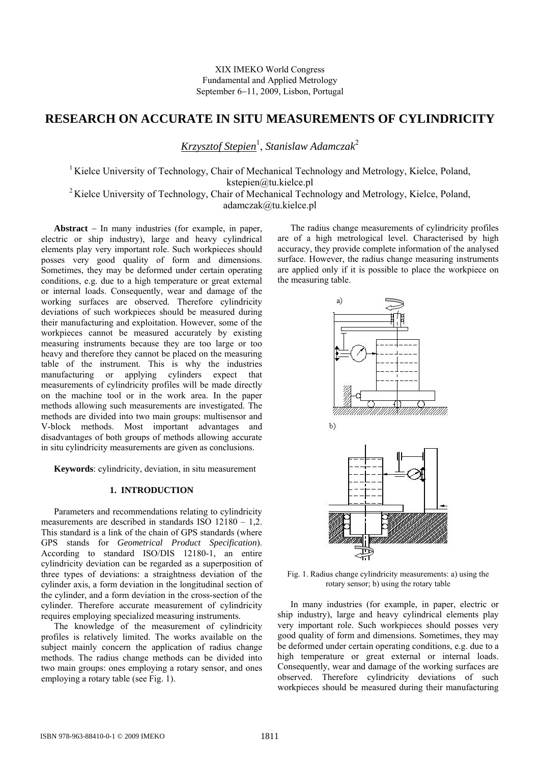XIX IMEKO World Congress
Fundamental and Applied Metrology
September 6–11, 2009, Lisbon, Portugal

# RESEARCH ON ACCURATE IN SITU MEASUREMENTS OF CYLINDRICITY

*Krzysztof Stepien*[1], *Stanislaw Adamczak*[2]

[1] Kielce University of Technology, Chair of Mechanical Technology and Metrology, Kielce, Poland, kstepien@tu.kielce.pl
[2] Kielce University of Technology, Chair of Mechanical Technology and Metrology, Kielce, Poland, adamczak@tu.kielce.pl

**Abstract** − In many industries (for example, in paper, electric or ship industry), large and heavy cylindrical elements play very important role. Such workpieces should posses very good quality of form and dimensions. Sometimes, they may be deformed under certain operating conditions, e.g. due to a high temperature or great external or internal loads. Consequently, wear and damage of the working surfaces are observed. Therefore cylindricity deviations of such workpieces should be measured during their manufacturing and exploitation. However, some of the workpieces cannot be measured accurately by existing measuring instruments because they are too large or too heavy and therefore they cannot be placed on the measuring table of the instrument. This is why the industries manufacturing or applying cylinders expect that measurements of cylindricity profiles will be made directly on the machine tool or in the work area. In the paper methods allowing such measurements are investigated. The methods are divided into two main groups: multisensor and V-block methods. Most important advantages and disadvantages of both groups of methods allowing accurate in situ cylindricity measurements are given as conclusions.

**Keywords**: cylindricity, deviation, in situ measurement

## 1. INTRODUCTION

Parameters and recommendations relating to cylindricity measurements are described in standards ISO 12180 – 1,2. This standard is a link of the chain of GPS standards (where GPS stands for *Geometrical Product Specification*). According to standard ISO/DIS 12180-1, an entire cylindricity deviation can be regarded as a superposition of three types of deviations: a straightness deviation of the cylinder axis, a form deviation in the longitudinal section of the cylinder, and a form deviation in the cross-section of the cylinder. Therefore accurate measurement of cylindricity requires employing specialized measuring instruments.

The knowledge of the measurement of cylindricity profiles is relatively limited. The works available on the subject mainly concern the application of radius change methods. The radius change methods can be divided into two main groups: ones employing a rotary sensor, and ones employing a rotary table (see Fig. 1).

The radius change measurements of cylindricity profiles are of a high metrological level. Characterised by high accuracy, they provide complete information of the analysed surface. However, the radius change measuring instruments are applied only if it is possible to place the workpiece on the measuring table.

Fig. 1. Radius change cylindricity measurements: a) using the rotary sensor; b) using the rotary table

In many industries (for example, in paper, electric or ship industry), large and heavy cylindrical elements play very important role. Such workpieces should posses very good quality of form and dimensions. Sometimes, they may be deformed under certain operating conditions, e.g. due to a high temperature or great external or internal loads. Consequently, wear and damage of the working surfaces are observed. Therefore cylindricity deviations of such workpieces should be measured during their manufacturing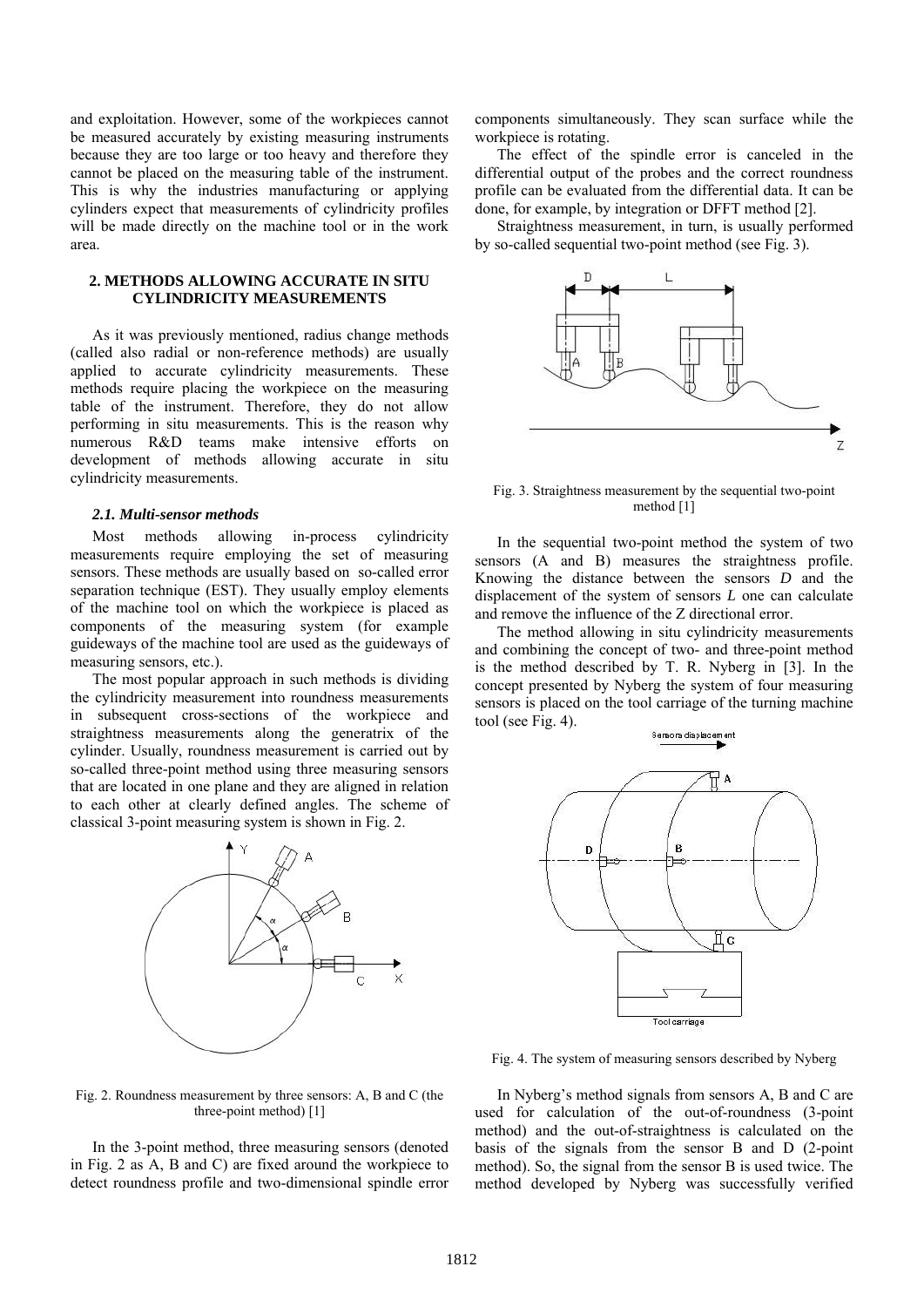and exploitation. However, some of the workpieces cannot be measured accurately by existing measuring instruments because they are too large or too heavy and therefore they cannot be placed on the measuring table of the instrument. This is why the industries manufacturing or applying cylinders expect that measurements of cylindricity profiles will be made directly on the machine tool or in the work area.

## 2. METHODS ALLOWING ACCURATE IN SITU CYLINDRICITY MEASUREMENTS

As it was previously mentioned, radius change methods (called also radial or non-reference methods) are usually applied to accurate cylindricity measurements. These methods require placing the workpiece on the measuring table of the instrument. Therefore, they do not allow performing in situ measurements. This is the reason why numerous R&D teams make intensive efforts on development of methods allowing accurate in situ cylindricity measurements.

### *2.1. Multi-sensor methods*

Most methods allowing in-process cylindricity measurements require employing the set of measuring sensors. These methods are usually based on so-called error separation technique (EST). They usually employ elements of the machine tool on which the workpiece is placed as components of the measuring system (for example guideways of the machine tool are used as the guideways of measuring sensors, etc.).

The most popular approach in such methods is dividing the cylindricity measurement into roundness measurements in subsequent cross-sections of the workpiece and straightness measurements along the generatrix of the cylinder. Usually, roundness measurement is carried out by so-called three-point method using three measuring sensors that are located in one plane and they are aligned in relation to each other at clearly defined angles. The scheme of classical 3-point measuring system is shown in Fig. 2.

Fig. 2. Roundness measurement by three sensors: A, B and C (the three-point method) [1]

In the 3-point method, three measuring sensors (denoted in Fig. 2 as A, B and C) are fixed around the workpiece to detect roundness profile and two-dimensional spindle error components simultaneously. They scan surface while the workpiece is rotating.

The effect of the spindle error is canceled in the differential output of the probes and the correct roundness profile can be evaluated from the differential data. It can be done, for example, by integration or DFFT method [2].

Straightness measurement, in turn, is usually performed by so-called sequential two-point method (see Fig. 3).

Fig. 3. Straightness measurement by the sequential two-point method [1]

In the sequential two-point method the system of two sensors (A and B) measures the straightness profile. Knowing the distance between the sensors *D* and the displacement of the system of sensors *L* one can calculate and remove the influence of the Z directional error.

The method allowing in situ cylindricity measurements and combining the concept of two- and three-point method is the method described by T. R. Nyberg in [3]. In the concept presented by Nyberg the system of four measuring sensors is placed on the tool carriage of the turning machine tool (see Fig. 4).

Fig. 4. The system of measuring sensors described by Nyberg

In Nyberg's method signals from sensors A, B and C are used for calculation of the out-of-roundness (3-point method) and the out-of-straightness is calculated on the basis of the signals from the sensor B and D (2-point method). So, the signal from the sensor B is used twice. The method developed by Nyberg was successfully verified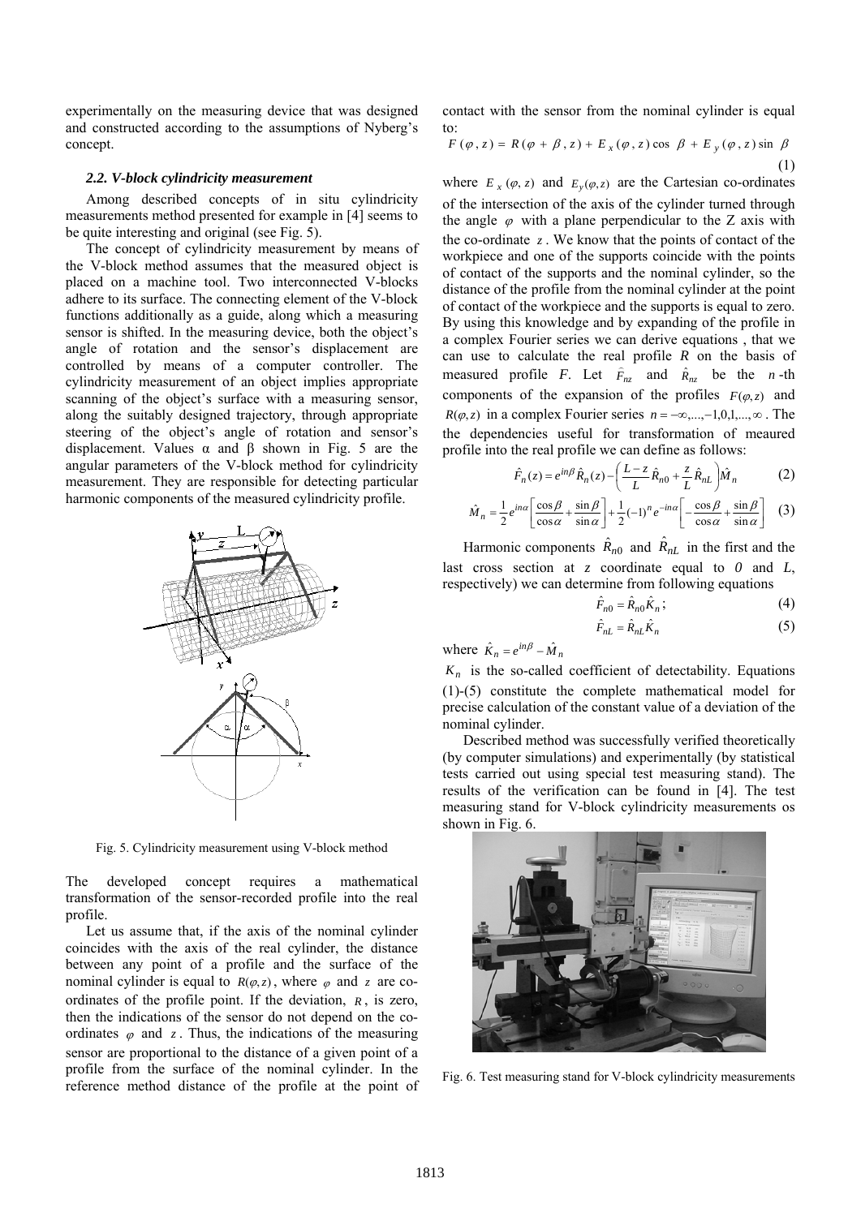experimentally on the measuring device that was designed and constructed according to the assumptions of Nyberg's concept.

### 2.2. V-block cylindricity measurement

Among described concepts of in situ cylindricity measurements method presented for example in [4] seems to be quite interesting and original (see Fig. 5).

The concept of cylindricity measurement by means of the V-block method assumes that the measured object is placed on a machine tool. Two interconnected V-blocks adhere to its surface. The connecting element of the V-block functions additionally as a guide, along which a measuring sensor is shifted. In the measuring device, both the object's angle of rotation and the sensor's displacement are controlled by means of a computer controller. The cylindricity measurement of an object implies appropriate scanning of the object's surface with a measuring sensor, along the suitably designed trajectory, through appropriate steering of the object's angle of rotation and sensor's displacement. Values α and β shown in Fig. 5 are the angular parameters of the V-block method for cylindricity measurement. They are responsible for detecting particular harmonic components of the measured cylindricity profile.

Fig. 5. Cylindricity measurement using V-block method

The developed concept requires a mathematical transformation of the sensor-recorded profile into the real profile.

Let us assume that, if the axis of the nominal cylinder coincides with the axis of the real cylinder, the distance between any point of a profile and the surface of the nominal cylinder is equal to $R(\varphi, z)$, where $\varphi$ and $z$ are co-ordinates of the profile point. If the deviation, $R$, is zero, then the indications of the sensor do not depend on the co-ordinates $\varphi$ and $z$. Thus, the indications of the measuring sensor are proportional to the distance of a given point of a profile from the surface of the nominal cylinder. In the reference method distance of the profile at the point of contact with the sensor from the nominal cylinder is equal to:

$$F(\varphi, z) = R(\varphi + \beta, z) + E_x(\varphi, z)\cos\beta + E_y(\varphi, z)\sin\beta \tag{1}$$

where $E_x(\varphi, z)$ and $E_y(\varphi, z)$ are the Cartesian co-ordinates of the intersection of the axis of the cylinder turned through the angle $\varphi$ with a plane perpendicular to the Z axis with the co-ordinate $z$. We know that the points of contact of the workpiece and one of the supports coincide with the points of contact of the supports and the nominal cylinder, so the distance of the profile from the nominal cylinder at the point of contact of the workpiece and the supports is equal to zero. By using this knowledge and by expanding of the profile in a complex Fourier series we can derive equations , that we can use to calculate the real profile *R* on the basis of measured profile *F*. Let $\hat{F}_{nz}$ and $\hat{R}_{nz}$ be the $n$-th components of the expansion of the profiles $F(\varphi, z)$ and $R(\varphi, z)$ in a complex Fourier series $n = -\infty, ..., -1, 0, 1, ..., \infty$. The the dependencies useful for transformation of meaured profile into the real profile we can define as follows:

$$\hat{F}_n(z) = e^{in\beta}\hat{R}_n(z) - \left(\frac{L-z}{L}\hat{R}_{n0} + \frac{z}{L}\hat{R}_{nL}\right)\hat{M}_n \tag{2}$$

$$\hat{M}_n = \frac{1}{2}e^{in\alpha}\left[\frac{\cos\beta}{\cos\alpha} + \frac{\sin\beta}{\sin\alpha}\right] + \frac{1}{2}(-1)^n e^{-in\alpha}\left[-\frac{\cos\beta}{\cos\alpha} + \frac{\sin\beta}{\sin\alpha}\right] \tag{3}$$

Harmonic components $\hat{R}_{n0}$ and $\hat{R}_{nL}$ in the first and the last cross section at *z* coordinate equal to *0* and *L*, respectively) we can determine from following equations

$$\hat{F}_{n0} = \hat{R}_{n0}\hat{K}_n; \tag{4}$$

$$\hat{F}_{nL} = \hat{R}_{nL}\hat{K}_n \tag{5}$$

where $\hat{K}_n = e^{in\beta} - \hat{M}_n$

$K_n$ is the so-called coefficient of detectability. Equations (1)-(5) constitute the complete mathematical model for precise calculation of the constant value of a deviation of the nominal cylinder.

Described method was successfully verified theoretically (by computer simulations) and experimentally (by statistical tests carried out using special test measuring stand). The results of the verification can be found in [4]. The test measuring stand for V-block cylindricity measurements os shown in Fig. 6.

Fig. 6. Test measuring stand for V-block cylindricity measurements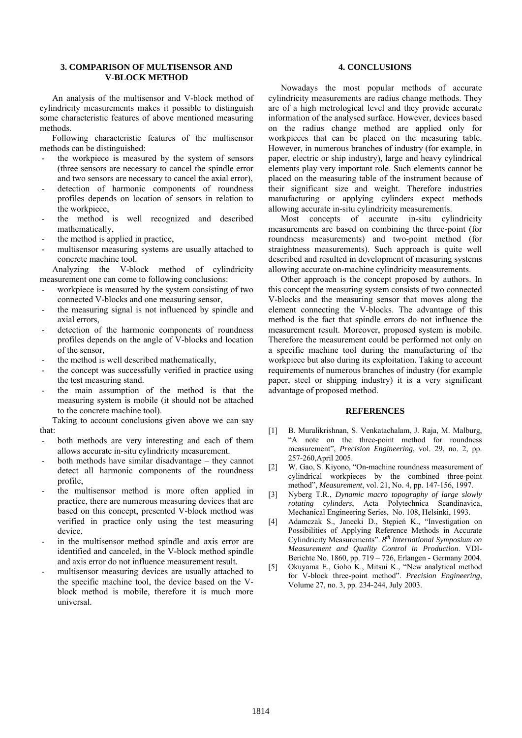## 3. COMPARISON OF MULTISENSOR AND V-BLOCK METHOD

An analysis of the multisensor and V-block method of cylindricity measurements makes it possible to distinguish some characteristic features of above mentioned measuring methods.

Following characteristic features of the multisensor methods can be distinguished:

- the workpiece is measured by the system of sensors (three sensors are necessary to cancel the spindle error and two sensors are necessary to cancel the axial error),
- detection of harmonic components of roundness profiles depends on location of sensors in relation to the workpiece,
- the method is well recognized and described mathematically,
- the method is applied in practice,
- multisensor measuring systems are usually attached to concrete machine tool.

Analyzing the V-block method of cylindricity measurement one can come to following conclusions:

- workpiece is measured by the system consisting of two connected V-blocks and one measuring sensor,
- the measuring signal is not influenced by spindle and axial errors,
- detection of the harmonic components of roundness profiles depends on the angle of V-blocks and location of the sensor,
- the method is well described mathematically,
- the concept was successfully verified in practice using the test measuring stand.
- the main assumption of the method is that the measuring system is mobile (it should not be attached to the concrete machine tool).

Taking to account conclusions given above we can say that:

- both methods are very interesting and each of them allows accurate in-situ cylindricity measurement.
- both methods have similar disadvantage – they cannot detect all harmonic components of the roundness profile,
- the multisensor method is more often applied in practice, there are numerous measuring devices that are based on this concept, presented V-block method was verified in practice only using the test measuring device.
- in the multisensor method spindle and axis error are identified and canceled, in the V-block method spindle and axis error do not influence measurement result.
- multisensor measuring devices are usually attached to the specific machine tool, the device based on the V-block method is mobile, therefore it is much more universal.

## 4. CONCLUSIONS

Nowadays the most popular methods of accurate cylindricity measurements are radius change methods. They are of a high metrological level and they provide accurate information of the analysed surface. However, devices based on the radius change method are applied only for workpieces that can be placed on the measuring table. However, in numerous branches of industry (for example, in paper, electric or ship industry), large and heavy cylindrical elements play very important role. Such elements cannot be placed on the measuring table of the instrument because of their significant size and weight. Therefore industries manufacturing or applying cylinders expect methods allowing accurate in-situ cylindricity measurements.

Most concepts of accurate in-situ cylindricity measurements are based on combining the three-point (for roundness measurements) and two-point method (for straightness measurements). Such approach is quite well described and resulted in development of measuring systems allowing accurate on-machine cylindricity measurements.

Other approach is the concept proposed by authors. In this concept the measuring system consists of two connected V-blocks and the measuring sensor that moves along the element connecting the V-blocks. The advantage of this method is the fact that spindle errors do not influence the measurement result. Moreover, proposed system is mobile. Therefore the measurement could be performed not only on a specific machine tool during the manufacturing of the workpiece but also during its exploitation. Taking to account requirements of numerous branches of industry (for example paper, steel or shipping industry) it is a very significant advantage of proposed method.

## REFERENCES

[1] B. Muralikrishnan, S. Venkatachalam, J. Raja, M. Malburg, "A note on the three-point method for roundness measurement", *Precision Engineering*, vol. 29, no. 2, pp. 257-260,April 2005.

[2] W. Gao, S. Kiyono, "On-machine roundness measurement of cylindrical workpieces by the combined three-point method", *Measurement*, vol. 21, No. 4, pp. 147-156, 1997.

[3] Nyberg T.R., *Dynamic macro topography of large slowly rotating cylinders*, Acta Polytechnica Scandinavica, Mechanical Engineering Series, No. 108, Helsinki, 1993.

[4] Adamczak S., Janecki D., Stępień K., "Investigation on Possibilities of Applying Reference Methods in Accurate Cylindricity Measurements". *8th International Symposium on Measurement and Quality Control in Production*. VDI-Berichte No. 1860, pp. 719 – 726, Erlangen - Germany 2004.

[5] Okuyama E., Goho K., Mitsui K., "New analytical method for V-block three-point method". *Precision Engineering*, Volume 27, no. 3, pp. 234-244, July 2003.